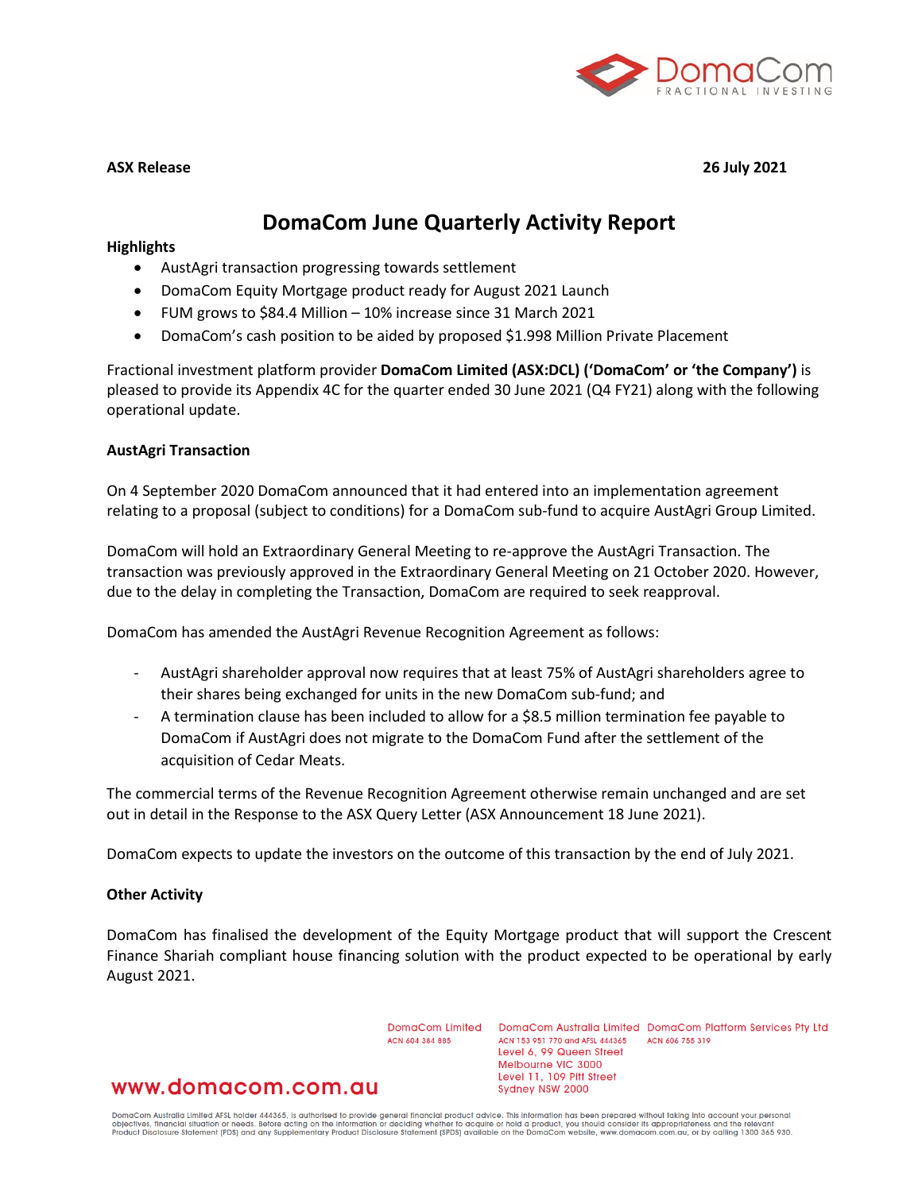**ASX Release** **26 July 2021**

# DomaCom June Quarterly Activity Report

**Highlights**

- AustAgri transaction progressing towards settlement
- DomaCom Equity Mortgage product ready for August 2021 Launch
- FUM grows to $84.4 Million – 10% increase since 31 March 2021
- DomaCom's cash position to be aided by proposed $1.998 Million Private Placement

Fractional investment platform provider **DomaCom Limited (ASX:DCL) ('DomaCom' or 'the Company')** is pleased to provide its Appendix 4C for the quarter ended 30 June 2021 (Q4 FY21) along with the following operational update.

**AustAgri Transaction**

On 4 September 2020 DomaCom announced that it had entered into an implementation agreement relating to a proposal (subject to conditions) for a DomaCom sub-fund to acquire AustAgri Group Limited.

DomaCom will hold an Extraordinary General Meeting to re-approve the AustAgri Transaction. The transaction was previously approved in the Extraordinary General Meeting on 21 October 2020. However, due to the delay in completing the Transaction, DomaCom are required to seek reapproval.

DomaCom has amended the AustAgri Revenue Recognition Agreement as follows:

- AustAgri shareholder approval now requires that at least 75% of AustAgri shareholders agree to their shares being exchanged for units in the new DomaCom sub-fund; and
- A termination clause has been included to allow for a $8.5 million termination fee payable to DomaCom if AustAgri does not migrate to the DomaCom Fund after the settlement of the acquisition of Cedar Meats.

The commercial terms of the Revenue Recognition Agreement otherwise remain unchanged and are set out in detail in the Response to the ASX Query Letter (ASX Announcement 18 June 2021).

DomaCom expects to update the investors on the outcome of this transaction by the end of July 2021.

**Other Activity**

DomaCom has finalised the development of the Equity Mortgage product that will support the Crescent Finance Shariah compliant house financing solution with the product expected to be operational by early August 2021.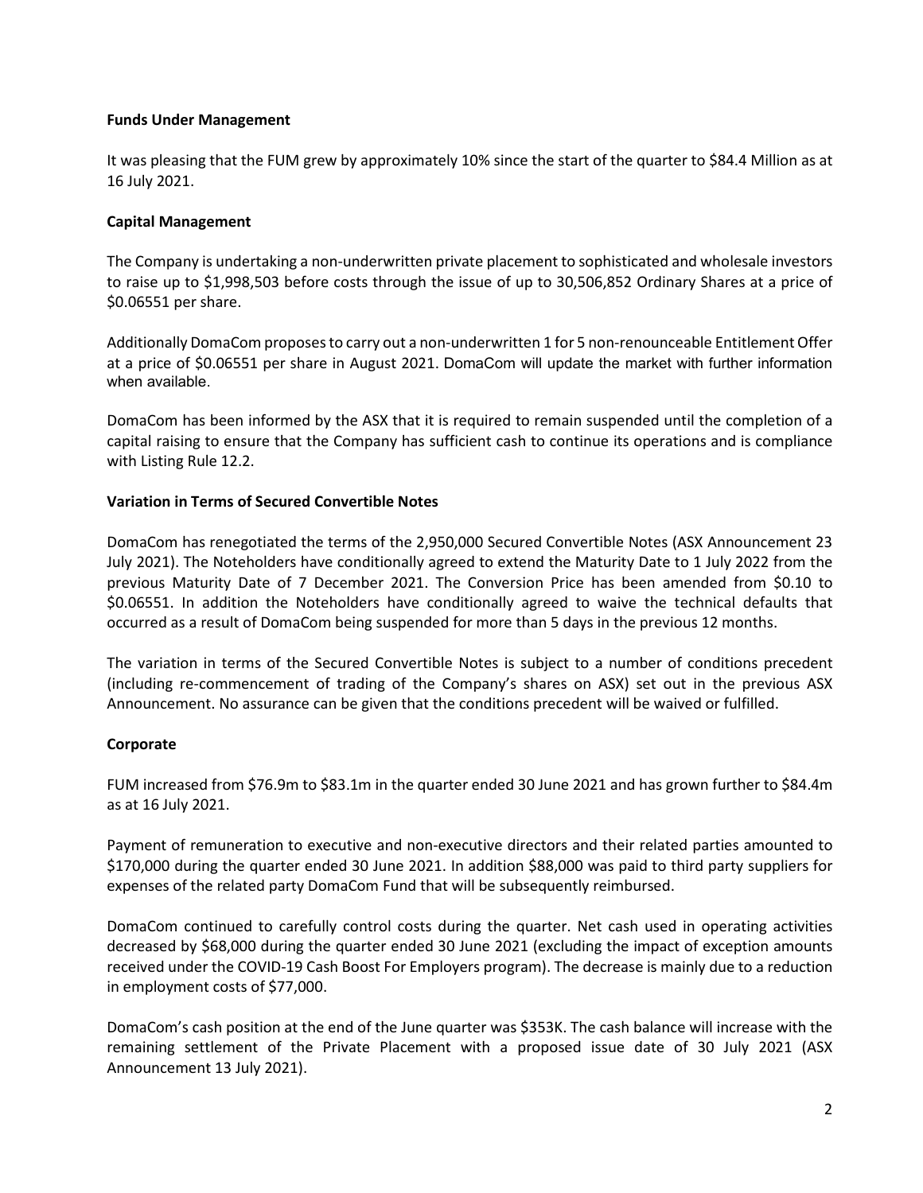**Funds Under Management**

It was pleasing that the FUM grew by approximately 10% since the start of the quarter to $84.4 Million as at 16 July 2021.

**Capital Management**

The Company is undertaking a non-underwritten private placement to sophisticated and wholesale investors to raise up to $1,998,503 before costs through the issue of up to 30,506,852 Ordinary Shares at a price of $0.06551 per share.

Additionally DomaCom proposes to carry out a non-underwritten 1 for 5 non-renounceable Entitlement Offer at a price of $0.06551 per share in August 2021. DomaCom will update the market with further information when available.

DomaCom has been informed by the ASX that it is required to remain suspended until the completion of a capital raising to ensure that the Company has sufficient cash to continue its operations and is compliance with Listing Rule 12.2.

**Variation in Terms of Secured Convertible Notes**

DomaCom has renegotiated the terms of the 2,950,000 Secured Convertible Notes (ASX Announcement 23 July 2021). The Noteholders have conditionally agreed to extend the Maturity Date to 1 July 2022 from the previous Maturity Date of 7 December 2021. The Conversion Price has been amended from $0.10 to $0.06551. In addition the Noteholders have conditionally agreed to waive the technical defaults that occurred as a result of DomaCom being suspended for more than 5 days in the previous 12 months.

The variation in terms of the Secured Convertible Notes is subject to a number of conditions precedent (including re-commencement of trading of the Company's shares on ASX) set out in the previous ASX Announcement. No assurance can be given that the conditions precedent will be waived or fulfilled.

**Corporate**

FUM increased from $76.9m to $83.1m in the quarter ended 30 June 2021 and has grown further to $84.4m as at 16 July 2021.

Payment of remuneration to executive and non-executive directors and their related parties amounted to $170,000 during the quarter ended 30 June 2021. In addition $88,000 was paid to third party suppliers for expenses of the related party DomaCom Fund that will be subsequently reimbursed.

DomaCom continued to carefully control costs during the quarter. Net cash used in operating activities decreased by $68,000 during the quarter ended 30 June 2021 (excluding the impact of exception amounts received under the COVID-19 Cash Boost For Employers program). The decrease is mainly due to a reduction in employment costs of $77,000.

DomaCom's cash position at the end of the June quarter was $353K. The cash balance will increase with the remaining settlement of the Private Placement with a proposed issue date of 30 July 2021 (ASX Announcement 13 July 2021).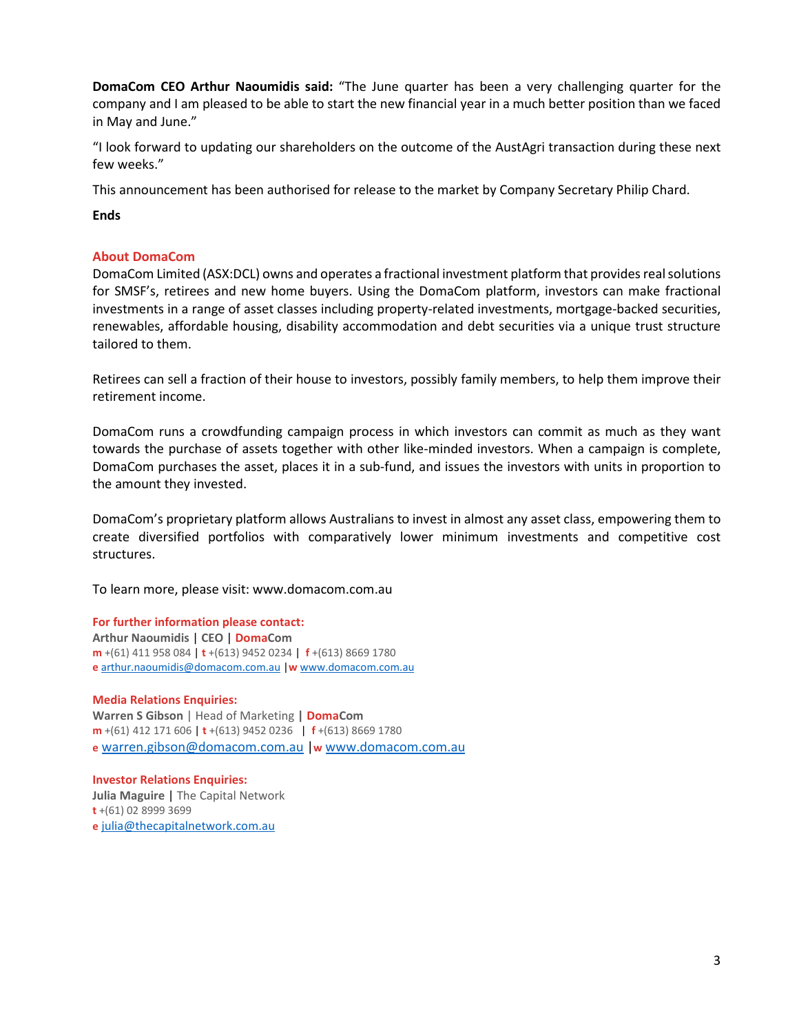**DomaCom CEO Arthur Naoumidis said:** "The June quarter has been a very challenging quarter for the company and I am pleased to be able to start the new financial year in a much better position than we faced in May and June."

"I look forward to updating our shareholders on the outcome of the AustAgri transaction during these next few weeks."

This announcement has been authorised for release to the market by Company Secretary Philip Chard.

**Ends**

## About DomaCom

DomaCom Limited (ASX:DCL) owns and operates a fractional investment platform that provides real solutions for SMSF's, retirees and new home buyers. Using the DomaCom platform, investors can make fractional investments in a range of asset classes including property-related investments, mortgage-backed securities, renewables, affordable housing, disability accommodation and debt securities via a unique trust structure tailored to them.

Retirees can sell a fraction of their house to investors, possibly family members, to help them improve their retirement income.

DomaCom runs a crowdfunding campaign process in which investors can commit as much as they want towards the purchase of assets together with other like-minded investors. When a campaign is complete, DomaCom purchases the asset, places it in a sub-fund, and issues the investors with units in proportion to the amount they invested.

DomaCom's proprietary platform allows Australians to invest in almost any asset class, empowering them to create diversified portfolios with comparatively lower minimum investments and competitive cost structures.

To learn more, please visit: www.domacom.com.au

**For further information please contact:**
**Arthur Naoumidis | CEO | DomaCom**
**m** +(61) 411 958 084 | **t** +(613) 9452 0234 | **f** +(613) 8669 1780
**e** arthur.naoumidis@domacom.com.au | **w** www.domacom.com.au

**Media Relations Enquiries:**
**Warren S Gibson** | Head of Marketing | **DomaCom**
**m** +(61) 412 171 606 | **t** +(613) 9452 0236 | **f** +(613) 8669 1780
**e** warren.gibson@domacom.com.au | **w** www.domacom.com.au

**Investor Relations Enquiries:**
**Julia Maguire** | The Capital Network
**t** +(61) 02 8999 3699
**e** julia@thecapitalnetwork.com.au